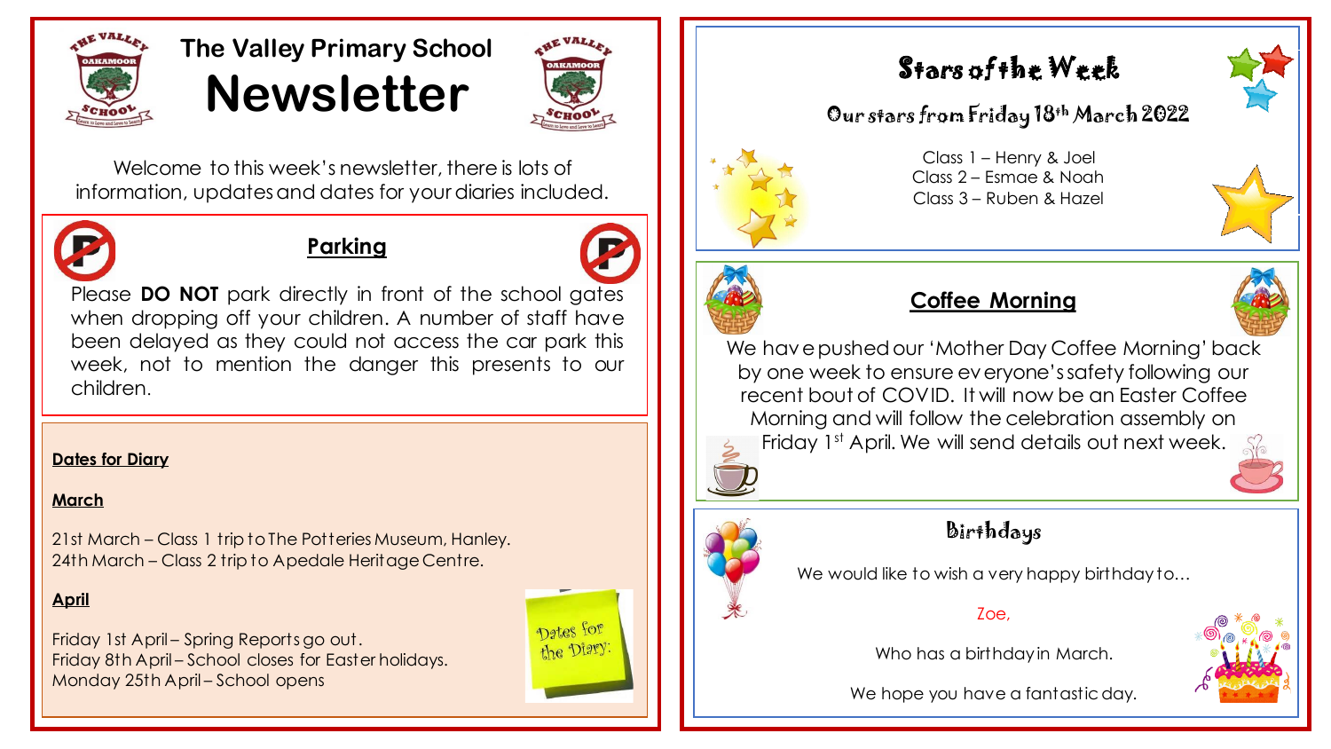# The Valley Primary School Newsletter

Welcome to this week's newsletter, there is lots of information, updates and dates for your diaries included.

## Parking

Please **DO NOT** park directly in front of the school gates when dropping off your children. A number of staff have been delayed as they could not access the car park this week, not to mention the danger this presents to our children.

## Dates for Diary

### March

21st March – Class 1 trip to The Potteries Museum, Hanley.
24th March – Class 2 trip to Apedale Heritage Centre.

### April

Friday 1st April – Spring Reports go out.
Friday 8th April – School closes for Easter holidays.
Monday 25th April – School opens

Dates for the Diary!

## Stars of the Week

### Our stars from Friday 18th March 2022

Class 1 – Henry & Joel
Class 2 – Esmae & Noah
Class 3 – Ruben & Hazel

## Coffee Morning

We have pushed our 'Mother Day Coffee Morning' back by one week to ensure everyone's safety following our recent bout of COVID. It will now be an Easter Coffee Morning and will follow the celebration assembly on Friday 1st April. We will send details out next week.

## Birthdays

We would like to wish a very happy birthday to…

Zoe,

Who has a birthday in March.

We hope you have a fantastic day.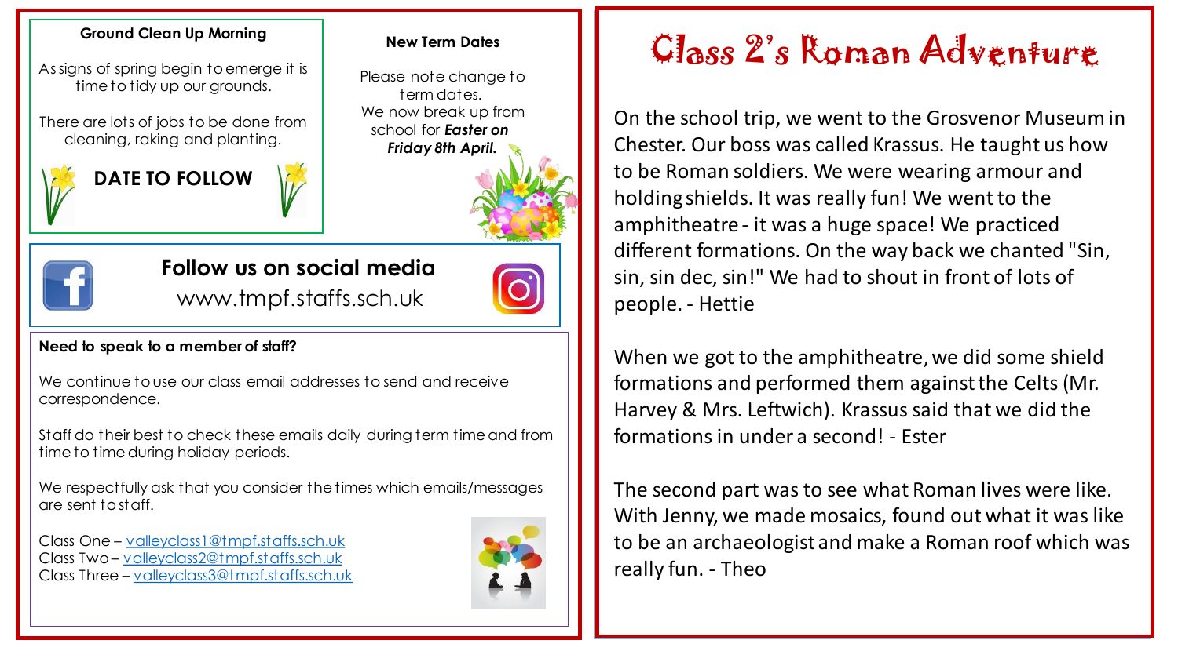### Ground Clean Up Morning

As signs of spring begin to emerge it is time to tidy up our grounds.

There are lots of jobs to be done from cleaning, raking and planting.

**DATE TO FOLLOW**

### New Term Dates

Please note change to term dates.
We now break up from school for ***Easter on Friday 8th April.***

### Follow us on social media

www.tmpf.staffs.sch.uk

### Need to speak to a member of staff?

We continue to use our class email addresses to send and receive correspondence.

Staff do their best to check these emails daily during term time and from time to time during holiday periods.

We respectfully ask that you consider the times which emails/messages are sent to staff.

Class One – valleyclass1@tmpf.staffs.sch.uk
Class Two – valleyclass2@tmpf.staffs.sch.uk
Class Three – valleyclass3@tmpf.staffs.sch.uk

# Class 2's Roman Adventure

On the school trip, we went to the Grosvenor Museum in Chester. Our boss was called Krassus. He taught us how to be Roman soldiers. We were wearing armour and holding shields. It was really fun! We went to the amphitheatre - it was a huge space! We practiced different formations. On the way back we chanted "Sin, sin, sin dec, sin!" We had to shout in front of lots of people. - Hettie

When we got to the amphitheatre, we did some shield formations and performed them against the Celts (Mr. Harvey & Mrs. Leftwich). Krassus said that we did the formations in under a second! - Ester

The second part was to see what Roman lives were like. With Jenny, we made mosaics, found out what it was like to be an archaeologist and make a Roman roof which was really fun. - Theo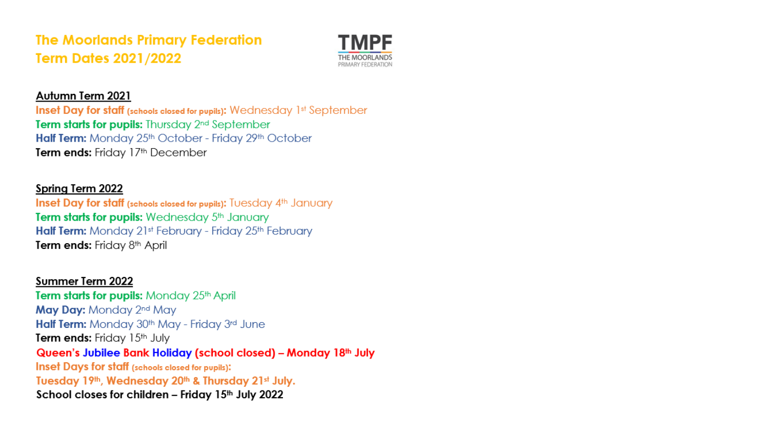# The Moorlands Primary Federation
# Term Dates 2021/2022

TMPF
THE MOORLANDS
PRIMARY FEDERATION

## Autumn Term 2021

**Inset Day for staff (schools closed for pupils):** Wednesday 1st September
**Term starts for pupils:** Thursday 2nd September
**Half Term:** Monday 25th October - Friday 29th October
**Term ends:** Friday 17th December

## Spring Term 2022

**Inset Day for staff (schools closed for pupils):** Tuesday 4th January
**Term starts for pupils:** Wednesday 5th January
**Half Term:** Monday 21st February - Friday 25th February
**Term ends:** Friday 8th April

## Summer Term 2022

**Term starts for pupils:** Monday 25th April
**May Day:** Monday 2nd May
**Half Term:** Monday 30th May - Friday 3rd June
**Term ends:** Friday 15th July
**Queen's Jubilee Bank Holiday (school closed) – Monday 18th July**
**Inset Days for staff (schools closed for pupils):**
**Tuesday 19th, Wednesday 20th & Thursday 21st July.**
**School closes for children – Friday 15th July 2022**